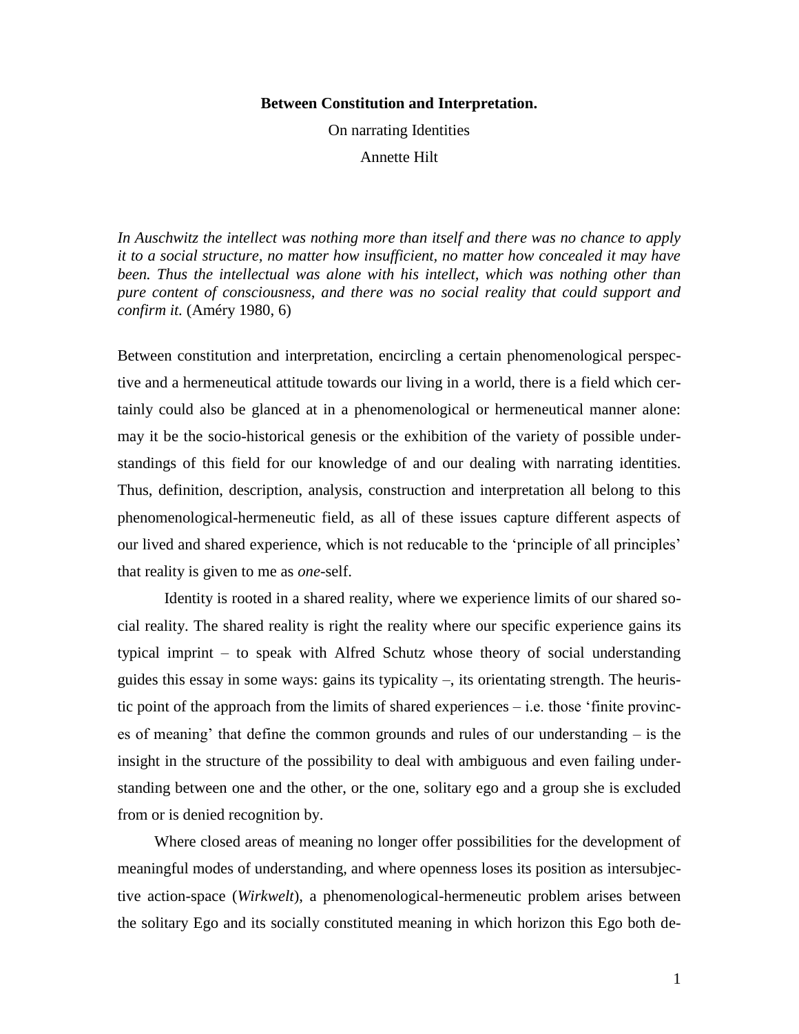**Between Constitution and Interpretation.**

On narrating Identities

Annette Hilt

*In Auschwitz the intellect was nothing more than itself and there was no chance to apply it to a social structure, no matter how insufficient, no matter how concealed it may have been. Thus the intellectual was alone with his intellect, which was nothing other than pure content of consciousness, and there was no social reality that could support and confirm it.* (Améry 1980, 6)

Between constitution and interpretation, encircling a certain phenomenological perspective and a hermeneutical attitude towards our living in a world, there is a field which certainly could also be glanced at in a phenomenological or hermeneutical manner alone: may it be the socio-historical genesis or the exhibition of the variety of possible understandings of this field for our knowledge of and our dealing with narrating identities. Thus, definition, description, analysis, construction and interpretation all belong to this phenomenological-hermeneutic field, as all of these issues capture different aspects of our lived and shared experience, which is not reducable to the 'principle of all principles' that reality is given to me as *one*-self.

Identity is rooted in a shared reality, where we experience limits of our shared social reality. The shared reality is right the reality where our specific experience gains its typical imprint – to speak with Alfred Schutz whose theory of social understanding guides this essay in some ways: gains its typicality –, its orientating strength. The heuristic point of the approach from the limits of shared experiences – i.e. those 'finite provinces of meaning' that define the common grounds and rules of our understanding – is the insight in the structure of the possibility to deal with ambiguous and even failing understanding between one and the other, or the one, solitary ego and a group she is excluded from or is denied recognition by.

Where closed areas of meaning no longer offer possibilities for the development of meaningful modes of understanding, and where openness loses its position as intersubjective action-space (*Wirkwelt*), a phenomenological-hermeneutic problem arises between the solitary Ego and its socially constituted meaning in which horizon this Ego both de-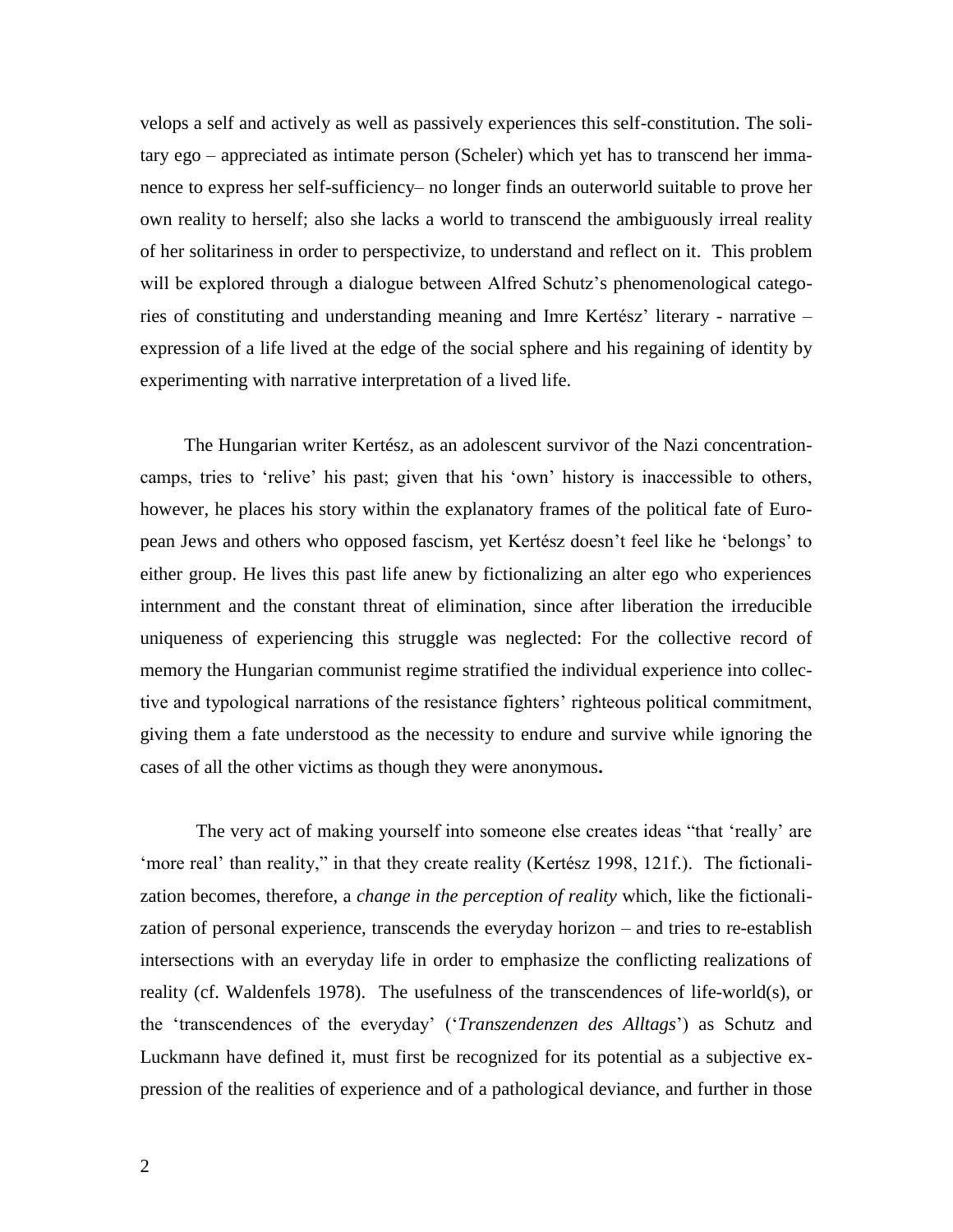velops a self and actively as well as passively experiences this self-constitution. The solitary ego – appreciated as intimate person (Scheler) which yet has to transcend her immanence to express her self-sufficiency– no longer finds an outerworld suitable to prove her own reality to herself; also she lacks a world to transcend the ambiguously irreal reality of her solitariness in order to perspectivize, to understand and reflect on it. This problem will be explored through a dialogue between Alfred Schutz's phenomenological categories of constituting and understanding meaning and Imre Kertész' literary - narrative – expression of a life lived at the edge of the social sphere and his regaining of identity by experimenting with narrative interpretation of a lived life.

The Hungarian writer Kertész, as an adolescent survivor of the Nazi concentration-camps, tries to 'relive' his past; given that his 'own' history is inaccessible to others, however, he places his story within the explanatory frames of the political fate of European Jews and others who opposed fascism, yet Kertész doesn't feel like he 'belongs' to either group. He lives this past life anew by fictionalizing an alter ego who experiences internment and the constant threat of elimination, since after liberation the irreducible uniqueness of experiencing this struggle was neglected: For the collective record of memory the Hungarian communist regime stratified the individual experience into collective and typological narrations of the resistance fighters' righteous political commitment, giving them a fate understood as the necessity to endure and survive while ignoring the cases of all the other victims as though they were anonymous**.**

The very act of making yourself into someone else creates ideas "that 'really' are 'more real' than reality," in that they create reality (Kertész 1998, 121f.). The fictionalization becomes, therefore, a *change in the perception of reality* which, like the fictionalization of personal experience, transcends the everyday horizon – and tries to re-establish intersections with an everyday life in order to emphasize the conflicting realizations of reality (cf. Waldenfels 1978). The usefulness of the transcendences of life-world(s), or the 'transcendences of the everyday' ('*Transzendenzen des Alltags*') as Schutz and Luckmann have defined it, must first be recognized for its potential as a subjective expression of the realities of experience and of a pathological deviance, and further in those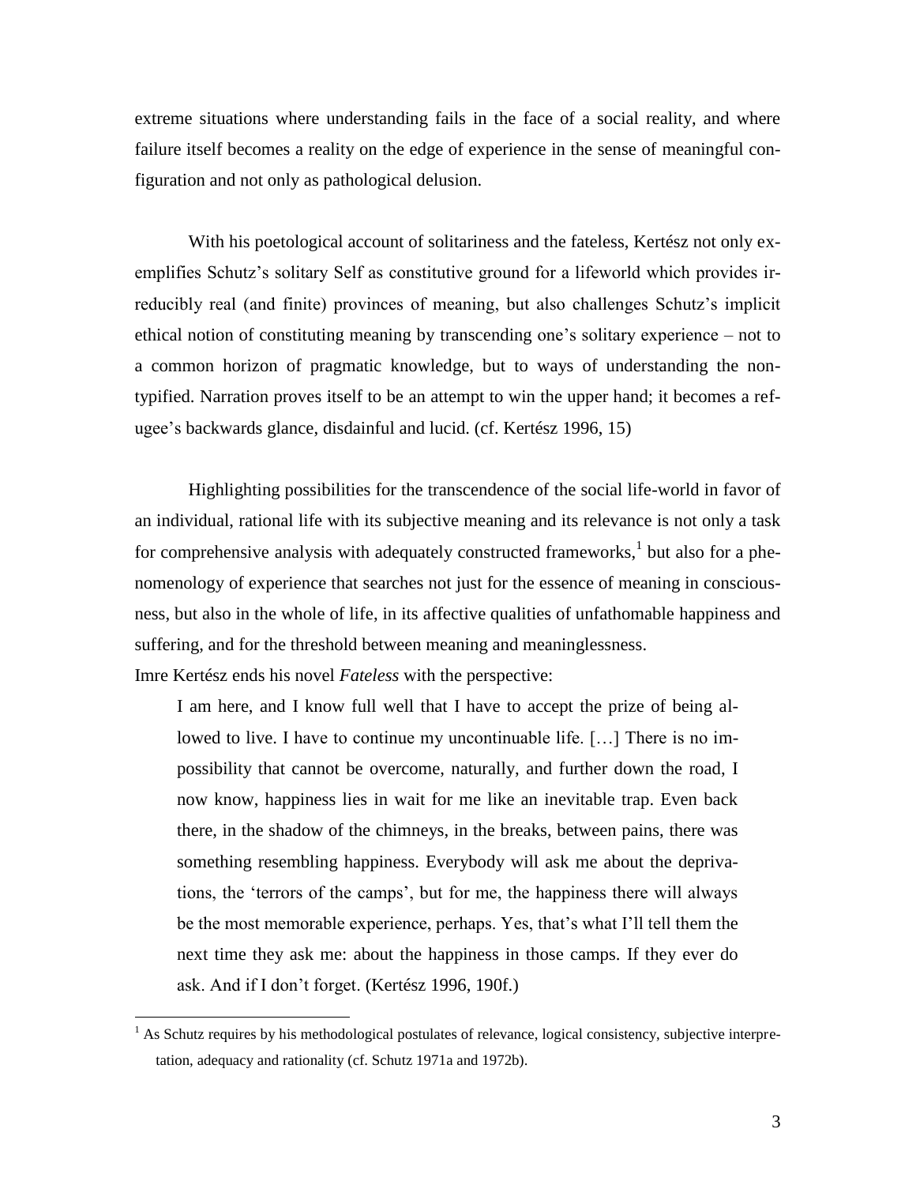extreme situations where understanding fails in the face of a social reality, and where failure itself becomes a reality on the edge of experience in the sense of meaningful configuration and not only as pathological delusion.

With his poetological account of solitariness and the fateless, Kertész not only exemplifies Schutz's solitary Self as constitutive ground for a lifeworld which provides irreducibly real (and finite) provinces of meaning, but also challenges Schutz's implicit ethical notion of constituting meaning by transcending one's solitary experience – not to a common horizon of pragmatic knowledge, but to ways of understanding the non-typified. Narration proves itself to be an attempt to win the upper hand; it becomes a refugee's backwards glance, disdainful and lucid. (cf. Kertész 1996, 15)

Highlighting possibilities for the transcendence of the social life-world in favor of an individual, rational life with its subjective meaning and its relevance is not only a task for comprehensive analysis with adequately constructed frameworks,[1] but also for a phenomenology of experience that searches not just for the essence of meaning in consciousness, but also in the whole of life, in its affective qualities of unfathomable happiness and suffering, and for the threshold between meaning and meaninglessness.

Imre Kertész ends his novel *Fateless* with the perspective:

> I am here, and I know full well that I have to accept the prize of being allowed to live. I have to continue my uncontinuable life. […] There is no impossibility that cannot be overcome, naturally, and further down the road, I now know, happiness lies in wait for me like an inevitable trap. Even back there, in the shadow of the chimneys, in the breaks, between pains, there was something resembling happiness. Everybody will ask me about the deprivations, the 'terrors of the camps', but for me, the happiness there will always be the most memorable experience, perhaps. Yes, that's what I'll tell them the next time they ask me: about the happiness in those camps. If they ever do ask. And if I don't forget. (Kertész 1996, 190f.)

[1] As Schutz requires by his methodological postulates of relevance, logical consistency, subjective interpretation, adequacy and rationality (cf. Schutz 1971a and 1972b).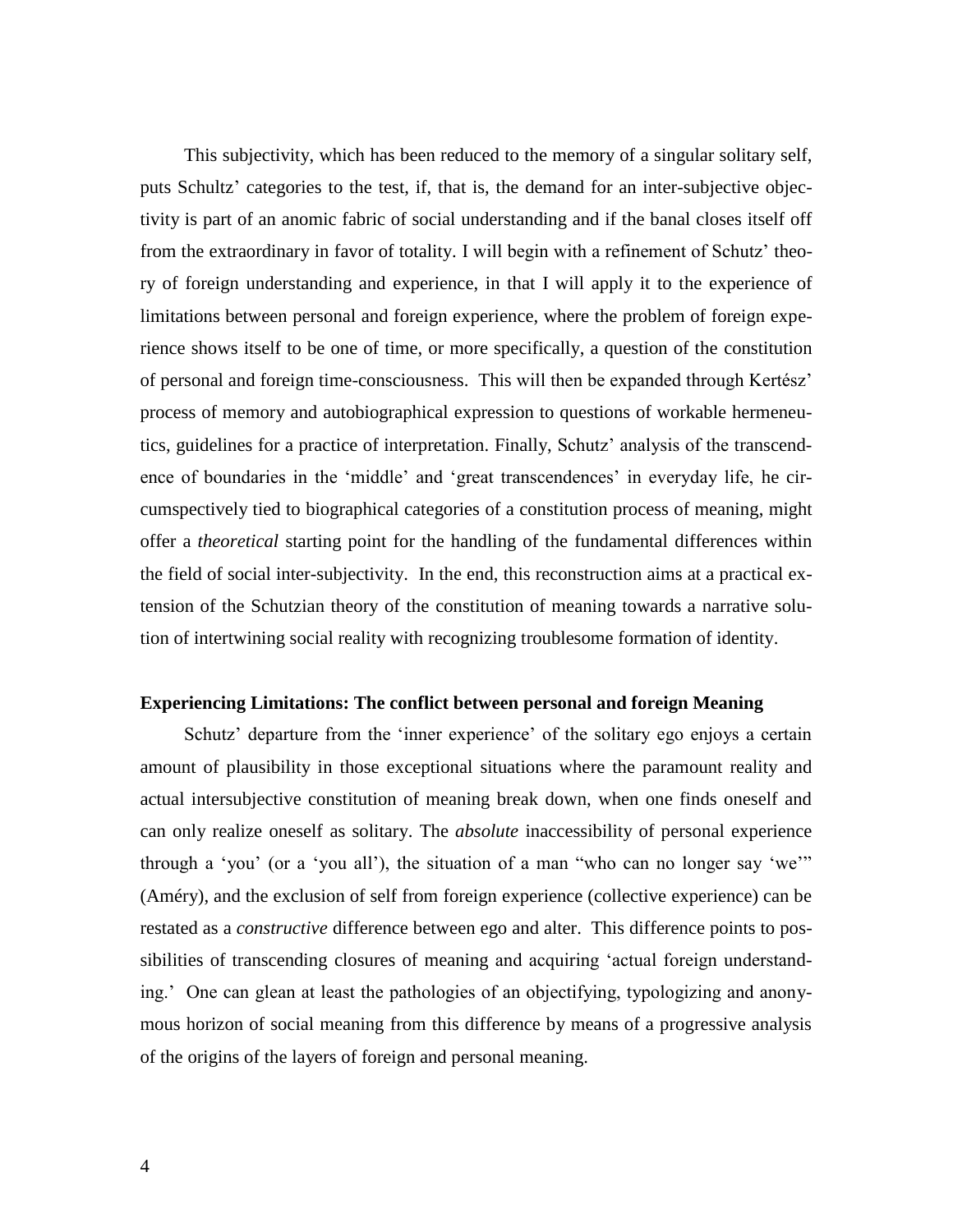This subjectivity, which has been reduced to the memory of a singular solitary self, puts Schultz' categories to the test, if, that is, the demand for an inter-subjective objectivity is part of an anomic fabric of social understanding and if the banal closes itself off from the extraordinary in favor of totality. I will begin with a refinement of Schutz' theory of foreign understanding and experience, in that I will apply it to the experience of limitations between personal and foreign experience, where the problem of foreign experience shows itself to be one of time, or more specifically, a question of the constitution of personal and foreign time-consciousness. This will then be expanded through Kertész' process of memory and autobiographical expression to questions of workable hermeneutics, guidelines for a practice of interpretation. Finally, Schutz' analysis of the transcendence of boundaries in the 'middle' and 'great transcendences' in everyday life, he circumspectively tied to biographical categories of a constitution process of meaning, might offer a *theoretical* starting point for the handling of the fundamental differences within the field of social inter-subjectivity. In the end, this reconstruction aims at a practical extension of the Schutzian theory of the constitution of meaning towards a narrative solution of intertwining social reality with recognizing troublesome formation of identity.

**Experiencing Limitations: The conflict between personal and foreign Meaning**

Schutz' departure from the 'inner experience' of the solitary ego enjoys a certain amount of plausibility in those exceptional situations where the paramount reality and actual intersubjective constitution of meaning break down, when one finds oneself and can only realize oneself as solitary. The *absolute* inaccessibility of personal experience through a 'you' (or a 'you all'), the situation of a man "who can no longer say 'we'" (Améry), and the exclusion of self from foreign experience (collective experience) can be restated as a *constructive* difference between ego and alter. This difference points to possibilities of transcending closures of meaning and acquiring 'actual foreign understanding.' One can glean at least the pathologies of an objectifying, typologizing and anonymous horizon of social meaning from this difference by means of a progressive analysis of the origins of the layers of foreign and personal meaning.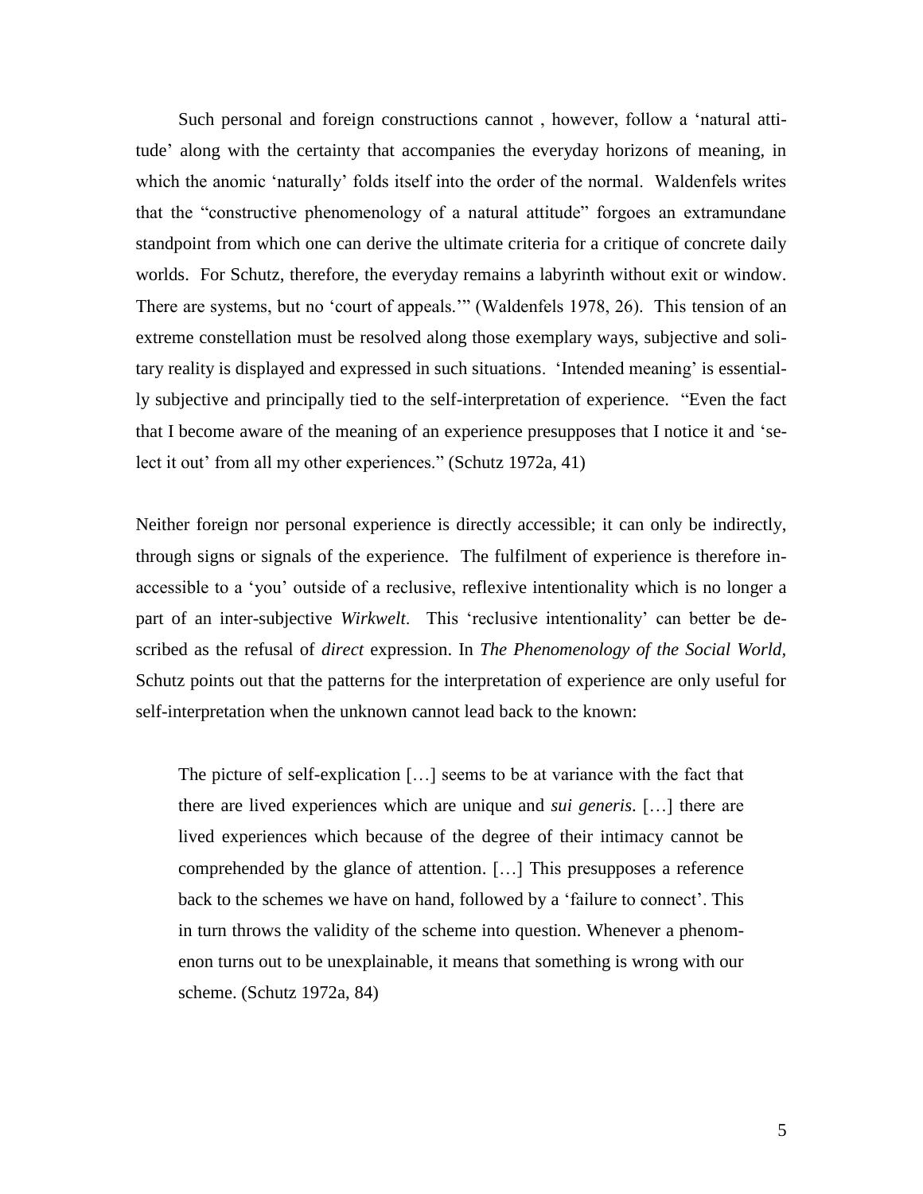Such personal and foreign constructions cannot , however, follow a 'natural attitude' along with the certainty that accompanies the everyday horizons of meaning, in which the anomic 'naturally' folds itself into the order of the normal. Waldenfels writes that the "constructive phenomenology of a natural attitude" forgoes an extramundane standpoint from which one can derive the ultimate criteria for a critique of concrete daily worlds. For Schutz, therefore, the everyday remains a labyrinth without exit or window. There are systems, but no 'court of appeals.'" (Waldenfels 1978, 26). This tension of an extreme constellation must be resolved along those exemplary ways, subjective and solitary reality is displayed and expressed in such situations. 'Intended meaning' is essentially subjective and principally tied to the self-interpretation of experience. "Even the fact that I become aware of the meaning of an experience presupposes that I notice it and 'select it out' from all my other experiences." (Schutz 1972a, 41)

Neither foreign nor personal experience is directly accessible; it can only be indirectly, through signs or signals of the experience. The fulfilment of experience is therefore inaccessible to a 'you' outside of a reclusive, reflexive intentionality which is no longer a part of an inter-subjective *Wirkwelt*. This 'reclusive intentionality' can better be described as the refusal of *direct* expression. In *The Phenomenology of the Social World,* Schutz points out that the patterns for the interpretation of experience are only useful for self-interpretation when the unknown cannot lead back to the known:

> The picture of self-explication […] seems to be at variance with the fact that there are lived experiences which are unique and *sui generis*. […] there are lived experiences which because of the degree of their intimacy cannot be comprehended by the glance of attention. […] This presupposes a reference back to the schemes we have on hand, followed by a 'failure to connect'. This in turn throws the validity of the scheme into question. Whenever a phenomenon turns out to be unexplainable, it means that something is wrong with our scheme. (Schutz 1972a, 84)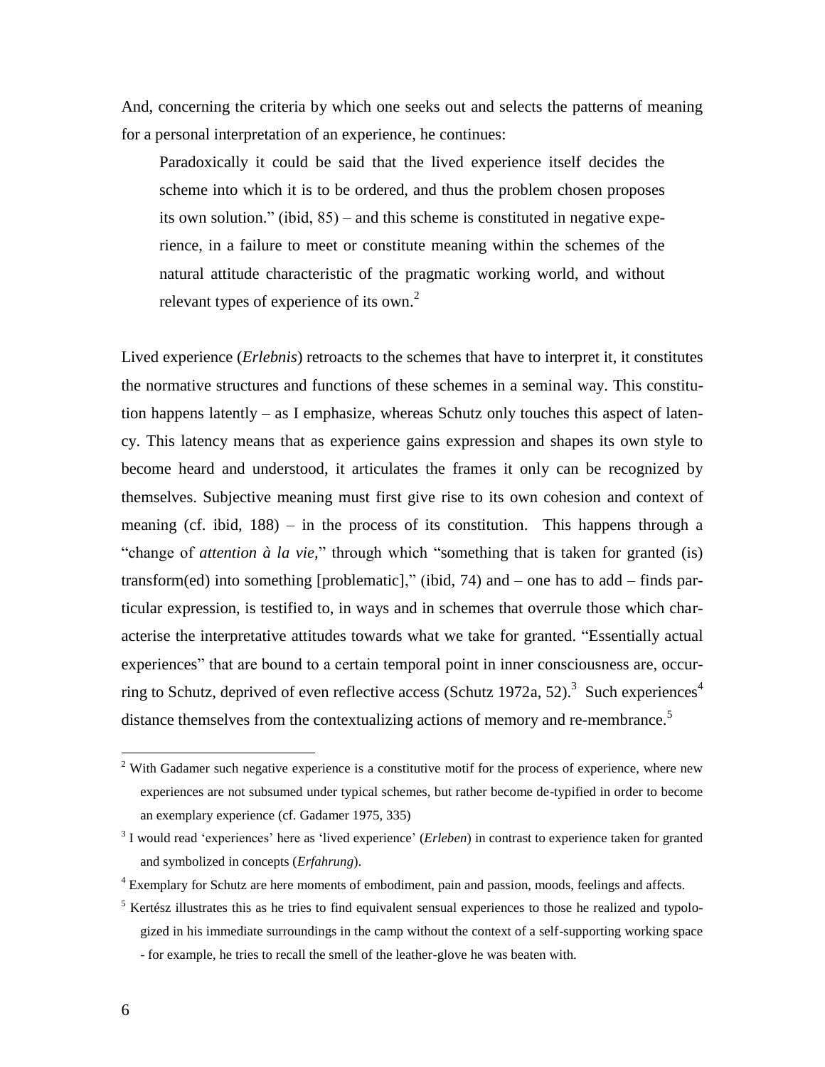And, concerning the criteria by which one seeks out and selects the patterns of meaning for a personal interpretation of an experience, he continues:

> Paradoxically it could be said that the lived experience itself decides the scheme into which it is to be ordered, and thus the problem chosen proposes its own solution." (ibid, 85) – and this scheme is constituted in negative experience, in a failure to meet or constitute meaning within the schemes of the natural attitude characteristic of the pragmatic working world, and without relevant types of experience of its own.[2]

Lived experience (*Erlebnis*) retroacts to the schemes that have to interpret it, it constitutes the normative structures and functions of these schemes in a seminal way. This constitution happens latently – as I emphasize, whereas Schutz only touches this aspect of latency. This latency means that as experience gains expression and shapes its own style to become heard and understood, it articulates the frames it only can be recognized by themselves. Subjective meaning must first give rise to its own cohesion and context of meaning (cf. ibid, 188) – in the process of its constitution. This happens through a "change of *attention à la vie*," through which "something that is taken for granted (is) transform(ed) into something [problematic]," (ibid, 74) and – one has to add – finds particular expression, is testified to, in ways and in schemes that overrule those which characterise the interpretative attitudes towards what we take for granted. "Essentially actual experiences" that are bound to a certain temporal point in inner consciousness are, occurring to Schutz, deprived of even reflective access (Schutz 1972a, 52).[3] Such experiences[4] distance themselves from the contextualizing actions of memory and re-membrance.[5]

---

[2] With Gadamer such negative experience is a constitutive motif for the process of experience, where new experiences are not subsumed under typical schemes, but rather become de-typified in order to become an exemplary experience (cf. Gadamer 1975, 335)

[3] I would read 'experiences' here as 'lived experience' (*Erleben*) in contrast to experience taken for granted and symbolized in concepts (*Erfahrung*).

[4] Exemplary for Schutz are here moments of embodiment, pain and passion, moods, feelings and affects.

[5] Kertész illustrates this as he tries to find equivalent sensual experiences to those he realized and typologized in his immediate surroundings in the camp without the context of a self-supporting working space - for example, he tries to recall the smell of the leather-glove he was beaten with.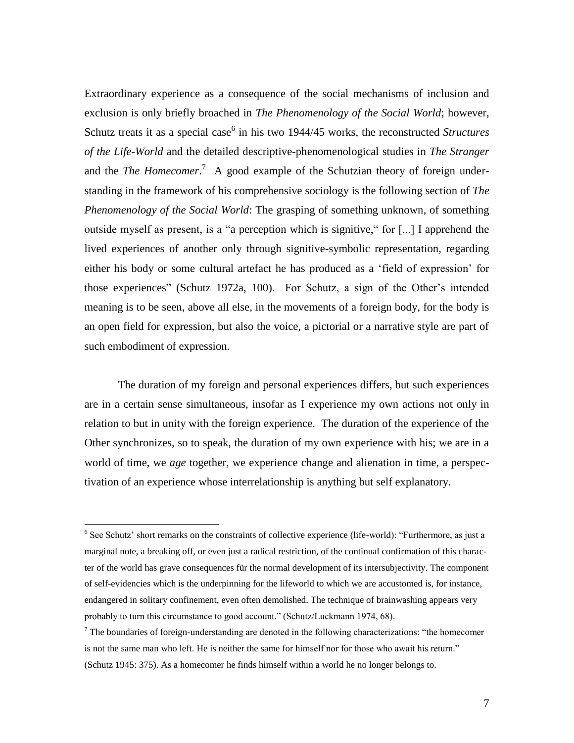Extraordinary experience as a consequence of the social mechanisms of inclusion and exclusion is only briefly broached in *The Phenomenology of the Social World*; however, Schutz treats it as a special case[6] in his two 1944/45 works, the reconstructed *Structures of the Life-World* and the detailed descriptive-phenomenological studies in *The Stranger* and the *The Homecomer*.[7] A good example of the Schutzian theory of foreign understanding in the framework of his comprehensive sociology is the following section of *The Phenomenology of the Social World*: The grasping of something unknown, of something outside myself as present, is a "a perception which is signitive," for [...] I apprehend the lived experiences of another only through signitive-symbolic representation, regarding either his body or some cultural artefact he has produced as a 'field of expression' for those experiences" (Schutz 1972a, 100). For Schutz, a sign of the Other's intended meaning is to be seen, above all else, in the movements of a foreign body, for the body is an open field for expression, but also the voice, a pictorial or a narrative style are part of such embodiment of expression.

The duration of my foreign and personal experiences differs, but such experiences are in a certain sense simultaneous, insofar as I experience my own actions not only in relation to but in unity with the foreign experience. The duration of the experience of the Other synchronizes, so to speak, the duration of my own experience with his; we are in a world of time, we *age* together, we experience change and alienation in time, a perspectivation of an experience whose interrelationship is anything but self explanatory.

---

[6] See Schutz' short remarks on the constraints of collective experience (life-world): "Furthermore, as just a marginal note, a breaking off, or even just a radical restriction, of the continual confirmation of this character of the world has grave consequences für the normal development of its intersubjectivity. The component of self-evidencies which is the underpinning for the lifeworld to which we are accustomed is, for instance, endangered in solitary confinement, even often demolished. The technique of brainwashing appears very probably to turn this circumstance to good account." (Schutz/Luckmann 1974, 68).

[7] The boundaries of foreign-understanding are denoted in the following characterizations: "the homecomer is not the same man who left. He is neither the same for himself nor for those who await his return." (Schutz 1945: 375). As a homecomer he finds himself within a world he no longer belongs to.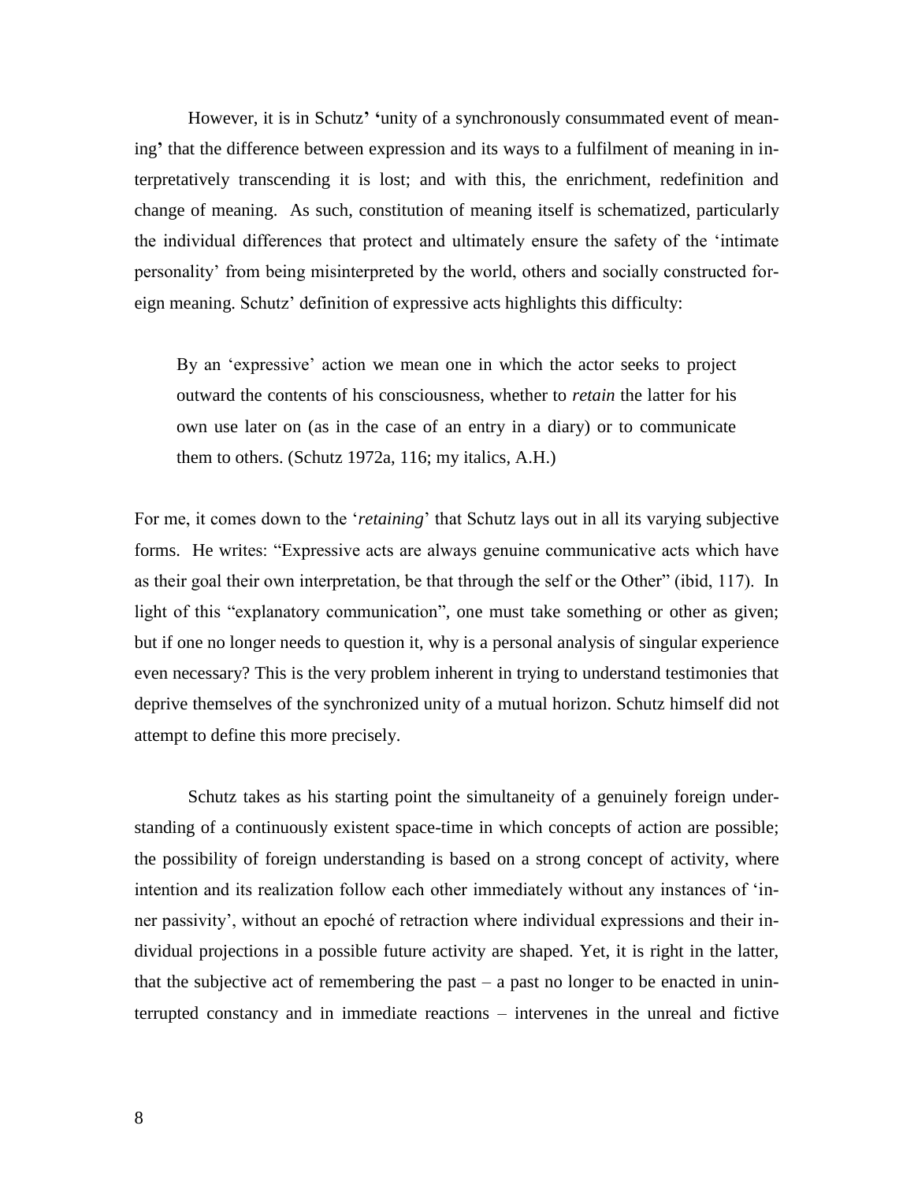However, it is in Schutz' 'unity of a synchronously consummated event of meaning' that the difference between expression and its ways to a fulfilment of meaning in interpretatively transcending it is lost; and with this, the enrichment, redefinition and change of meaning. As such, constitution of meaning itself is schematized, particularly the individual differences that protect and ultimately ensure the safety of the 'intimate personality' from being misinterpreted by the world, others and socially constructed foreign meaning. Schutz' definition of expressive acts highlights this difficulty:

> By an 'expressive' action we mean one in which the actor seeks to project outward the contents of his consciousness, whether to *retain* the latter for his own use later on (as in the case of an entry in a diary) or to communicate them to others. (Schutz 1972a, 116; my italics, A.H.)

For me, it comes down to the '*retaining*' that Schutz lays out in all its varying subjective forms. He writes: "Expressive acts are always genuine communicative acts which have as their goal their own interpretation, be that through the self or the Other" (ibid, 117). In light of this "explanatory communication", one must take something or other as given; but if one no longer needs to question it, why is a personal analysis of singular experience even necessary? This is the very problem inherent in trying to understand testimonies that deprive themselves of the synchronized unity of a mutual horizon. Schutz himself did not attempt to define this more precisely.

Schutz takes as his starting point the simultaneity of a genuinely foreign understanding of a continuously existent space-time in which concepts of action are possible; the possibility of foreign understanding is based on a strong concept of activity, where intention and its realization follow each other immediately without any instances of 'inner passivity', without an epoché of retraction where individual expressions and their individual projections in a possible future activity are shaped. Yet, it is right in the latter, that the subjective act of remembering the past – a past no longer to be enacted in uninterrupted constancy and in immediate reactions – intervenes in the unreal and fictive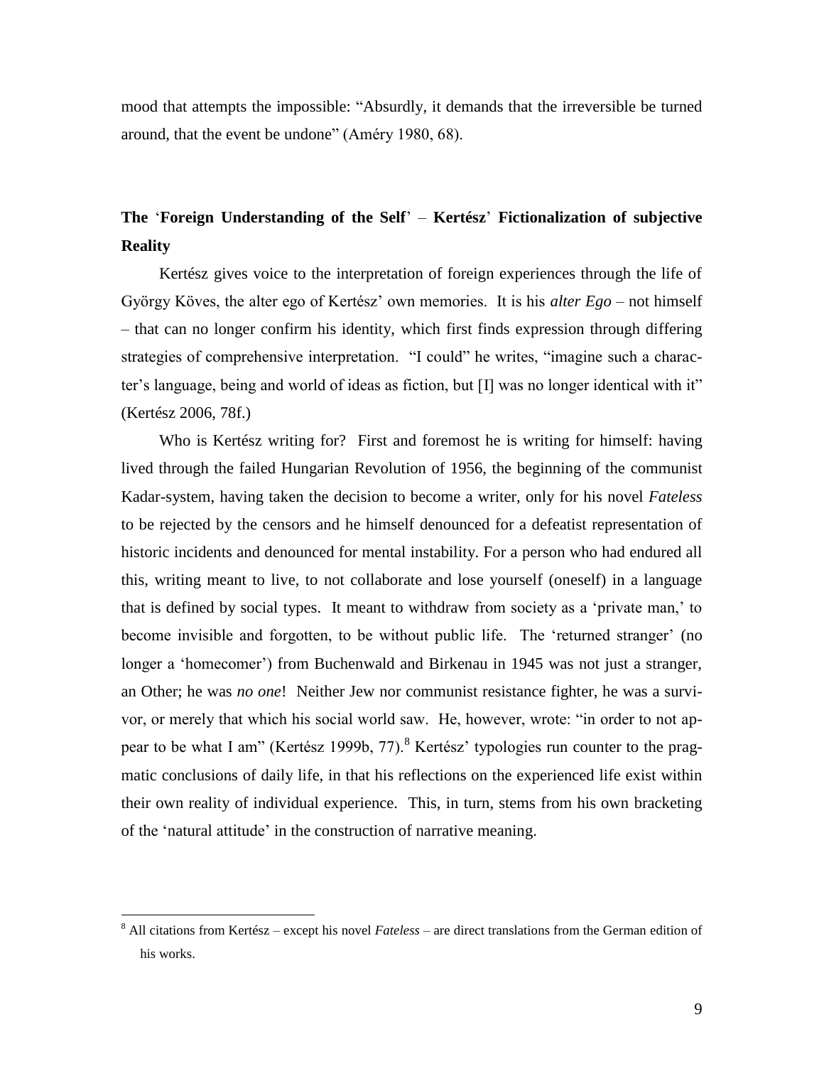mood that attempts the impossible: "Absurdly, it demands that the irreversible be turned around, that the event be undone" (Améry 1980, 68).

## The 'Foreign Understanding of the Self' – Kertész' Fictionalization of subjective Reality

Kertész gives voice to the interpretation of foreign experiences through the life of György Köves, the alter ego of Kertész' own memories. It is his *alter Ego* – not himself – that can no longer confirm his identity, which first finds expression through differing strategies of comprehensive interpretation. "I could" he writes, "imagine such a character's language, being and world of ideas as fiction, but [I] was no longer identical with it" (Kertész 2006, 78f.)

Who is Kertész writing for? First and foremost he is writing for himself: having lived through the failed Hungarian Revolution of 1956, the beginning of the communist Kadar-system, having taken the decision to become a writer, only for his novel *Fateless* to be rejected by the censors and he himself denounced for a defeatist representation of historic incidents and denounced for mental instability. For a person who had endured all this, writing meant to live, to not collaborate and lose yourself (oneself) in a language that is defined by social types. It meant to withdraw from society as a 'private man,' to become invisible and forgotten, to be without public life. The 'returned stranger' (no longer a 'homecomer') from Buchenwald and Birkenau in 1945 was not just a stranger, an Other; he was *no one*! Neither Jew nor communist resistance fighter, he was a survivor, or merely that which his social world saw. He, however, wrote: "in order to not appear to be what I am" (Kertész 1999b, 77).[8] Kertész' typologies run counter to the pragmatic conclusions of daily life, in that his reflections on the experienced life exist within their own reality of individual experience. This, in turn, stems from his own bracketing of the 'natural attitude' in the construction of narrative meaning.

[8] All citations from Kertész – except his novel *Fateless* – are direct translations from the German edition of his works.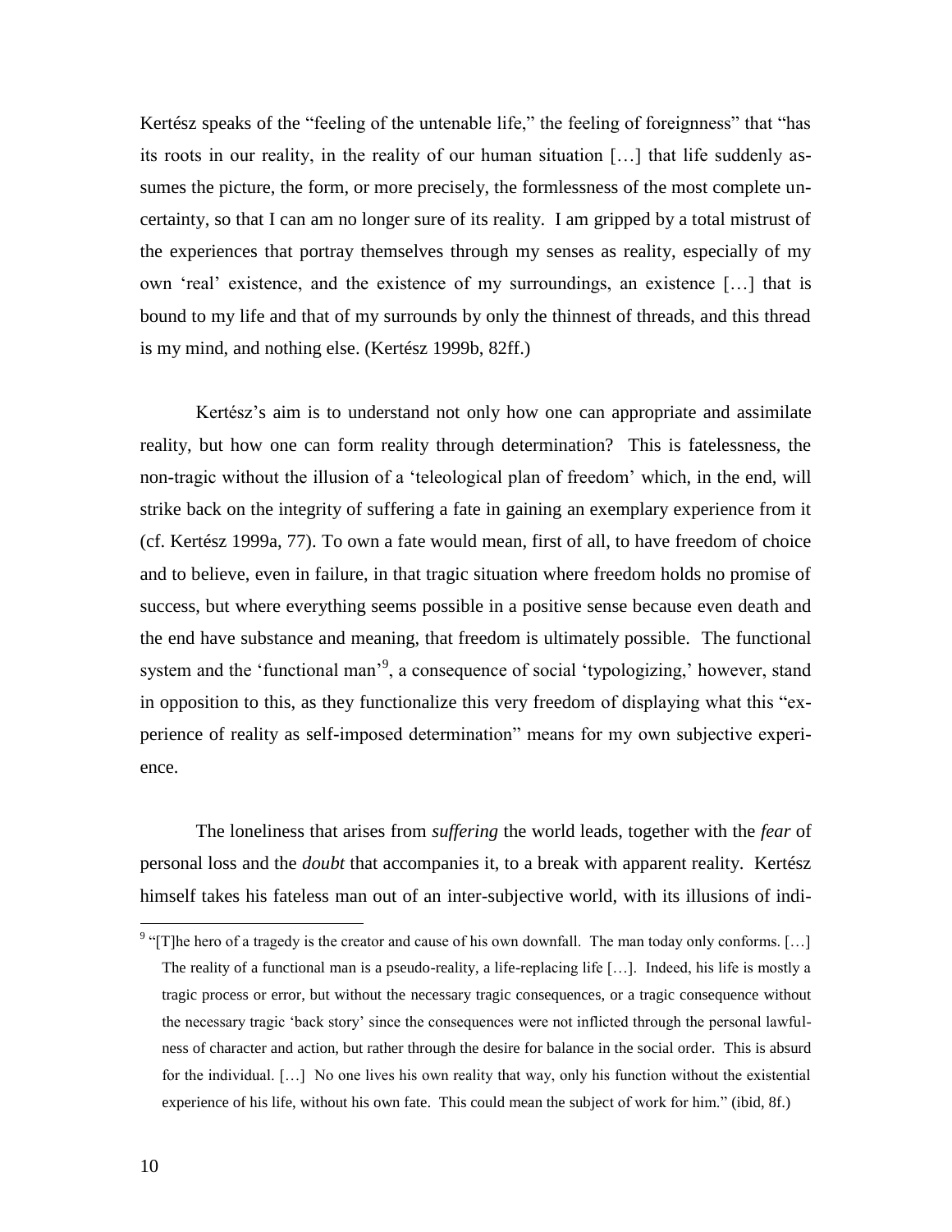Kertész speaks of the "feeling of the untenable life," the feeling of foreignness" that "has its roots in our reality, in the reality of our human situation […] that life suddenly assumes the picture, the form, or more precisely, the formlessness of the most complete uncertainty, so that I can am no longer sure of its reality. I am gripped by a total mistrust of the experiences that portray themselves through my senses as reality, especially of my own 'real' existence, and the existence of my surroundings, an existence […] that is bound to my life and that of my surrounds by only the thinnest of threads, and this thread is my mind, and nothing else. (Kertész 1999b, 82ff.)

Kertész's aim is to understand not only how one can appropriate and assimilate reality, but how one can form reality through determination? This is fatelessness, the non-tragic without the illusion of a 'teleological plan of freedom' which, in the end, will strike back on the integrity of suffering a fate in gaining an exemplary experience from it (cf. Kertész 1999a, 77). To own a fate would mean, first of all, to have freedom of choice and to believe, even in failure, in that tragic situation where freedom holds no promise of success, but where everything seems possible in a positive sense because even death and the end have substance and meaning, that freedom is ultimately possible. The functional system and the 'functional man'[9], a consequence of social 'typologizing,' however, stand in opposition to this, as they functionalize this very freedom of displaying what this "experience of reality as self-imposed determination" means for my own subjective experience.

The loneliness that arises from *suffering* the world leads, together with the *fear* of personal loss and the *doubt* that accompanies it, to a break with apparent reality. Kertész himself takes his fateless man out of an inter-subjective world, with its illusions of indi-

[9] "[T]he hero of a tragedy is the creator and cause of his own downfall. The man today only conforms. […] The reality of a functional man is a pseudo-reality, a life-replacing life […]. Indeed, his life is mostly a tragic process or error, but without the necessary tragic consequences, or a tragic consequence without the necessary tragic 'back story' since the consequences were not inflicted through the personal lawfulness of character and action, but rather through the desire for balance in the social order. This is absurd for the individual. […] No one lives his own reality that way, only his function without the existential experience of his life, without his own fate. This could mean the subject of work for him." (ibid, 8f.)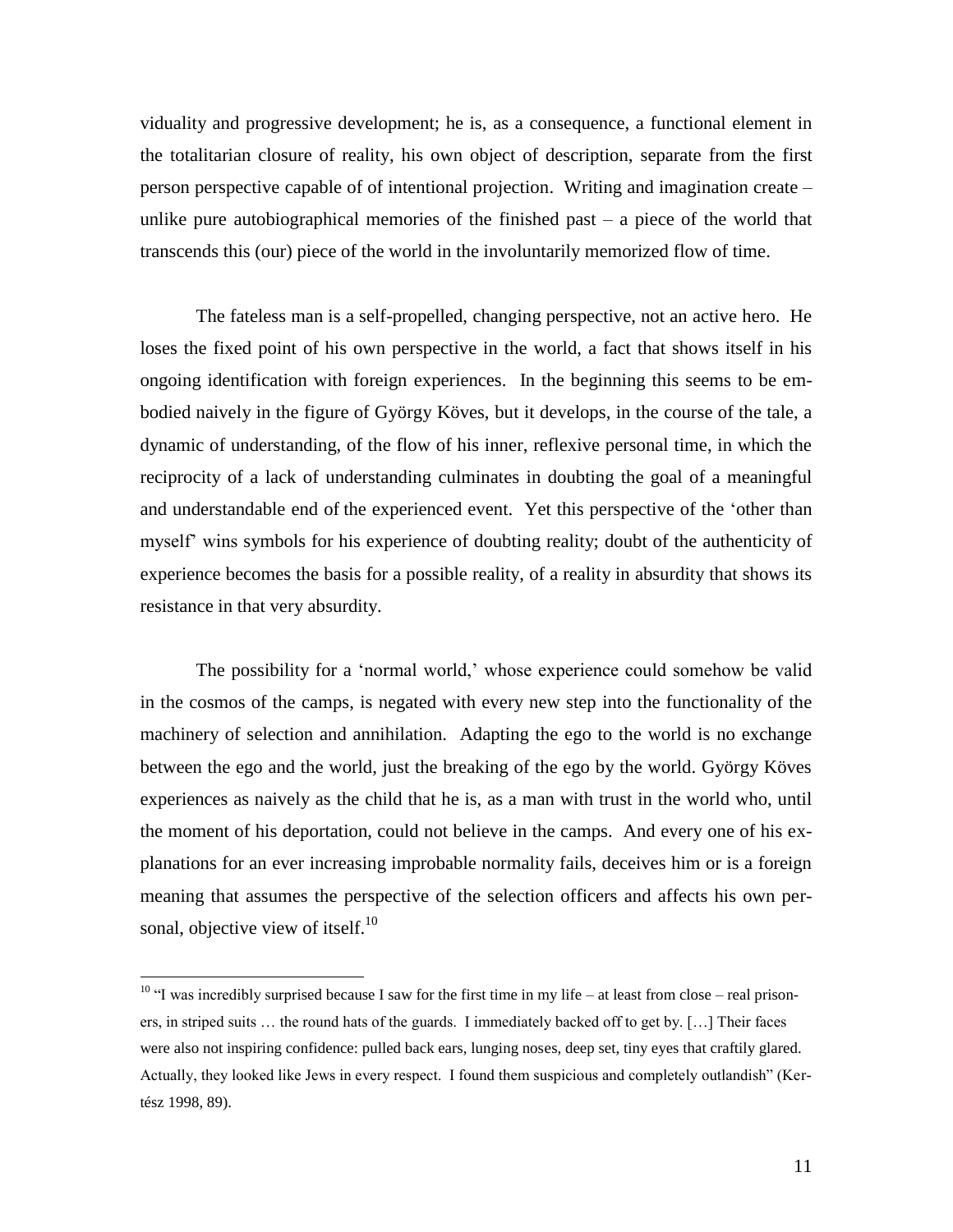viduality and progressive development; he is, as a consequence, a functional element in the totalitarian closure of reality, his own object of description, separate from the first person perspective capable of of intentional projection. Writing and imagination create – unlike pure autobiographical memories of the finished past – a piece of the world that transcends this (our) piece of the world in the involuntarily memorized flow of time.

The fateless man is a self-propelled, changing perspective, not an active hero. He loses the fixed point of his own perspective in the world, a fact that shows itself in his ongoing identification with foreign experiences. In the beginning this seems to be embodied naively in the figure of György Köves, but it develops, in the course of the tale, a dynamic of understanding, of the flow of his inner, reflexive personal time, in which the reciprocity of a lack of understanding culminates in doubting the goal of a meaningful and understandable end of the experienced event. Yet this perspective of the 'other than myself' wins symbols for his experience of doubting reality; doubt of the authenticity of experience becomes the basis for a possible reality, of a reality in absurdity that shows its resistance in that very absurdity.

The possibility for a 'normal world,' whose experience could somehow be valid in the cosmos of the camps, is negated with every new step into the functionality of the machinery of selection and annihilation. Adapting the ego to the world is no exchange between the ego and the world, just the breaking of the ego by the world. György Köves experiences as naively as the child that he is, as a man with trust in the world who, until the moment of his deportation, could not believe in the camps. And every one of his explanations for an ever increasing improbable normality fails, deceives him or is a foreign meaning that assumes the perspective of the selection officers and affects his own personal, objective view of itself.[10]

[10] "I was incredibly surprised because I saw for the first time in my life – at least from close – real prisoners, in striped suits … the round hats of the guards. I immediately backed off to get by. […] Their faces were also not inspiring confidence: pulled back ears, lunging noses, deep set, tiny eyes that craftily glared. Actually, they looked like Jews in every respect. I found them suspicious and completely outlandish" (Kertész 1998, 89).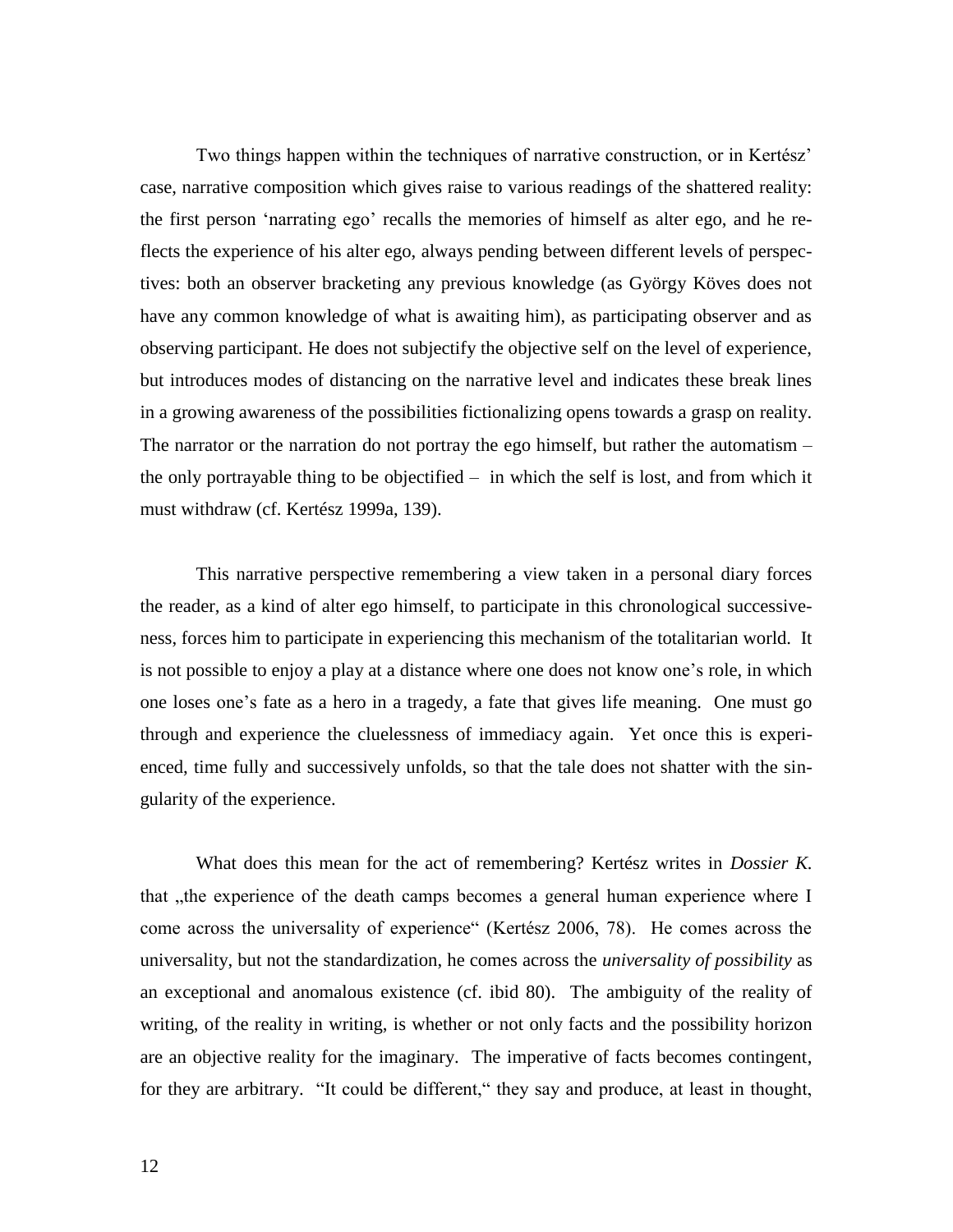Two things happen within the techniques of narrative construction, or in Kertész' case, narrative composition which gives raise to various readings of the shattered reality: the first person 'narrating ego' recalls the memories of himself as alter ego, and he reflects the experience of his alter ego, always pending between different levels of perspectives: both an observer bracketing any previous knowledge (as György Köves does not have any common knowledge of what is awaiting him), as participating observer and as observing participant. He does not subjectify the objective self on the level of experience, but introduces modes of distancing on the narrative level and indicates these break lines in a growing awareness of the possibilities fictionalizing opens towards a grasp on reality. The narrator or the narration do not portray the ego himself, but rather the automatism – the only portrayable thing to be objectified – in which the self is lost, and from which it must withdraw (cf. Kertész 1999a, 139).

This narrative perspective remembering a view taken in a personal diary forces the reader, as a kind of alter ego himself, to participate in this chronological successiveness, forces him to participate in experiencing this mechanism of the totalitarian world. It is not possible to enjoy a play at a distance where one does not know one's role, in which one loses one's fate as a hero in a tragedy, a fate that gives life meaning. One must go through and experience the cluelessness of immediacy again. Yet once this is experienced, time fully and successively unfolds, so that the tale does not shatter with the singularity of the experience.

What does this mean for the act of remembering? Kertész writes in *Dossier K.* that „the experience of the death camps becomes a general human experience where I come across the universality of experience" (Kertész 2006, 78). He comes across the universality, but not the standardization, he comes across the *universality of possibility* as an exceptional and anomalous existence (cf. ibid 80). The ambiguity of the reality of writing, of the reality in writing, is whether or not only facts and the possibility horizon are an objective reality for the imaginary. The imperative of facts becomes contingent, for they are arbitrary. "It could be different," they say and produce, at least in thought,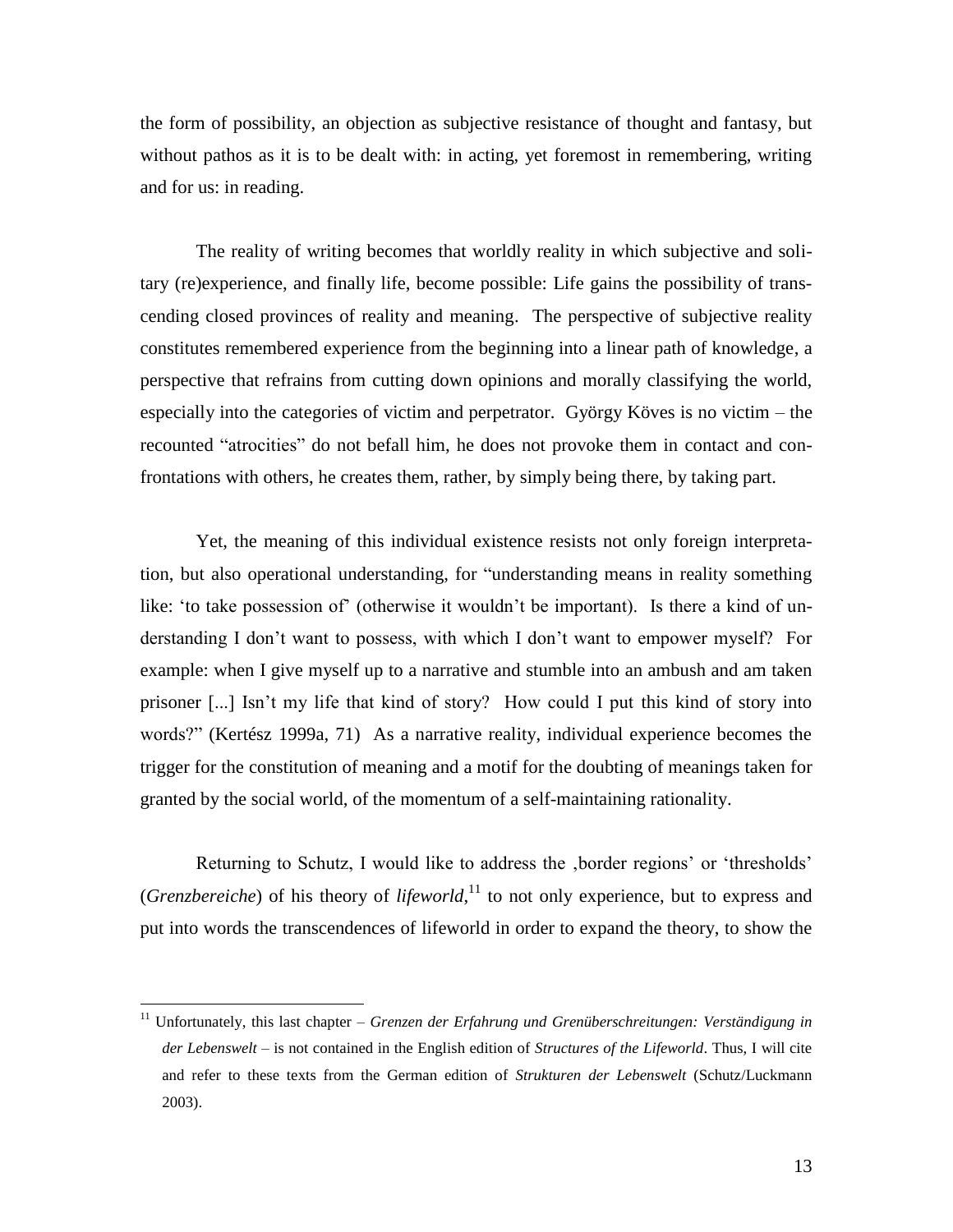the form of possibility, an objection as subjective resistance of thought and fantasy, but without pathos as it is to be dealt with: in acting, yet foremost in remembering, writing and for us: in reading.

The reality of writing becomes that worldly reality in which subjective and solitary (re)experience, and finally life, become possible: Life gains the possibility of transcending closed provinces of reality and meaning. The perspective of subjective reality constitutes remembered experience from the beginning into a linear path of knowledge, a perspective that refrains from cutting down opinions and morally classifying the world, especially into the categories of victim and perpetrator. György Köves is no victim – the recounted "atrocities" do not befall him, he does not provoke them in contact and confrontations with others, he creates them, rather, by simply being there, by taking part.

Yet, the meaning of this individual existence resists not only foreign interpretation, but also operational understanding, for "understanding means in reality something like: 'to take possession of' (otherwise it wouldn't be important). Is there a kind of understanding I don't want to possess, with which I don't want to empower myself? For example: when I give myself up to a narrative and stumble into an ambush and am taken prisoner [...] Isn't my life that kind of story? How could I put this kind of story into words?" (Kertész 1999a, 71) As a narrative reality, individual experience becomes the trigger for the constitution of meaning and a motif for the doubting of meanings taken for granted by the social world, of the momentum of a self-maintaining rationality.

Returning to Schutz, I would like to address the ‚border regions' or 'thresholds' (*Grenzbereiche*) of his theory of *lifeworld*,[11] to not only experience, but to express and put into words the transcendences of lifeworld in order to expand the theory, to show the

---

[11] Unfortunately, this last chapter – *Grenzen der Erfahrung und Grenüberschreitungen: Verständigung in der Lebenswelt* – is not contained in the English edition of *Structures of the Lifeworld*. Thus, I will cite and refer to these texts from the German edition of *Strukturen der Lebenswelt* (Schutz/Luckmann 2003).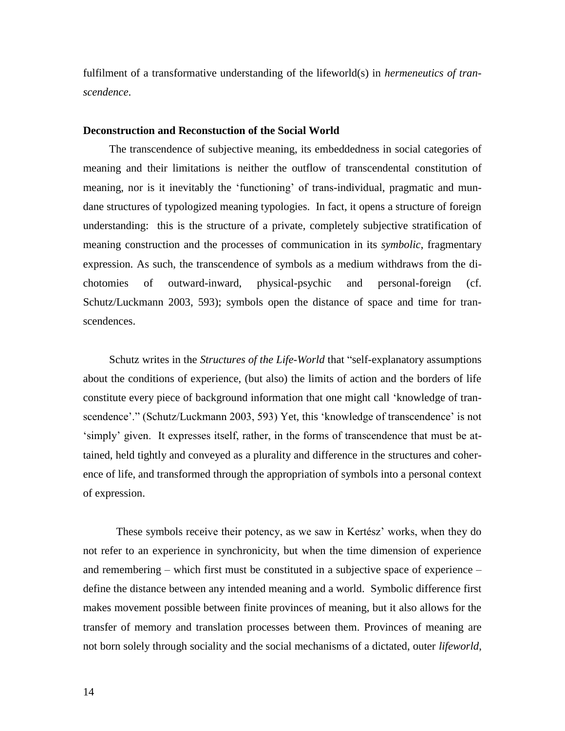fulfilment of a transformative understanding of the lifeworld(s) in *hermeneutics of transcendence*.

### Deconstruction and Reconstuction of the Social World

The transcendence of subjective meaning, its embeddedness in social categories of meaning and their limitations is neither the outflow of transcendental constitution of meaning, nor is it inevitably the 'functioning' of trans-individual, pragmatic and mundane structures of typologized meaning typologies. In fact, it opens a structure of foreign understanding: this is the structure of a private, completely subjective stratification of meaning construction and the processes of communication in its *symbolic*, fragmentary expression. As such, the transcendence of symbols as a medium withdraws from the dichotomies of outward-inward, physical-psychic and personal-foreign (cf. Schutz/Luckmann 2003, 593); symbols open the distance of space and time for transcendences.

Schutz writes in the *Structures of the Life-World* that "self-explanatory assumptions about the conditions of experience, (but also) the limits of action and the borders of life constitute every piece of background information that one might call 'knowledge of transcendence'." (Schutz/Luckmann 2003, 593) Yet, this 'knowledge of transcendence' is not 'simply' given. It expresses itself, rather, in the forms of transcendence that must be attained, held tightly and conveyed as a plurality and difference in the structures and coherence of life, and transformed through the appropriation of symbols into a personal context of expression.

These symbols receive their potency, as we saw in Kertész' works, when they do not refer to an experience in synchronicity, but when the time dimension of experience and remembering – which first must be constituted in a subjective space of experience – define the distance between any intended meaning and a world. Symbolic difference first makes movement possible between finite provinces of meaning, but it also allows for the transfer of memory and translation processes between them. Provinces of meaning are not born solely through sociality and the social mechanisms of a dictated, outer *lifeworld*,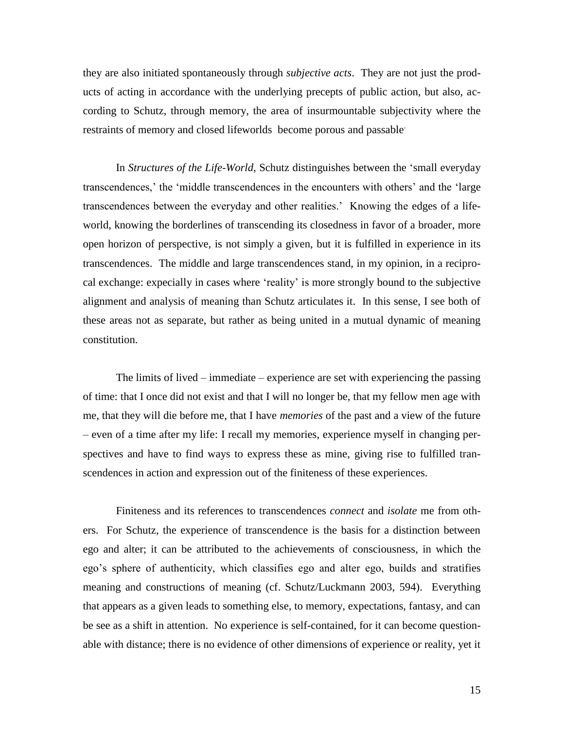they are also initiated spontaneously through *subjective acts*. They are not just the products of acting in accordance with the underlying precepts of public action, but also, according to Schutz, through memory, the area of insurmountable subjectivity where the restraints of memory and closed lifeworlds become porous and passable.

In *Structures of the Life-World*, Schutz distinguishes between the 'small everyday transcendences,' the 'middle transcendences in the encounters with others' and the 'large transcendences between the everyday and other realities.' Knowing the edges of a life-world, knowing the borderlines of transcending its closedness in favor of a broader, more open horizon of perspective, is not simply a given, but it is fulfilled in experience in its transcendences. The middle and large transcendences stand, in my opinion, in a reciprocal exchange: expecially in cases where 'reality' is more strongly bound to the subjective alignment and analysis of meaning than Schutz articulates it. In this sense, I see both of these areas not as separate, but rather as being united in a mutual dynamic of meaning constitution.

The limits of lived – immediate – experience are set with experiencing the passing of time: that I once did not exist and that I will no longer be, that my fellow men age with me, that they will die before me, that I have *memories* of the past and a view of the future – even of a time after my life: I recall my memories, experience myself in changing perspectives and have to find ways to express these as mine, giving rise to fulfilled transcendences in action and expression out of the finiteness of these experiences.

Finiteness and its references to transcendences *connect* and *isolate* me from others. For Schutz, the experience of transcendence is the basis for a distinction between ego and alter; it can be attributed to the achievements of consciousness, in which the ego's sphere of authenticity, which classifies ego and alter ego, builds and stratifies meaning and constructions of meaning (cf. Schutz/Luckmann 2003, 594). Everything that appears as a given leads to something else, to memory, expectations, fantasy, and can be see as a shift in attention. No experience is self-contained, for it can become questionable with distance; there is no evidence of other dimensions of experience or reality, yet it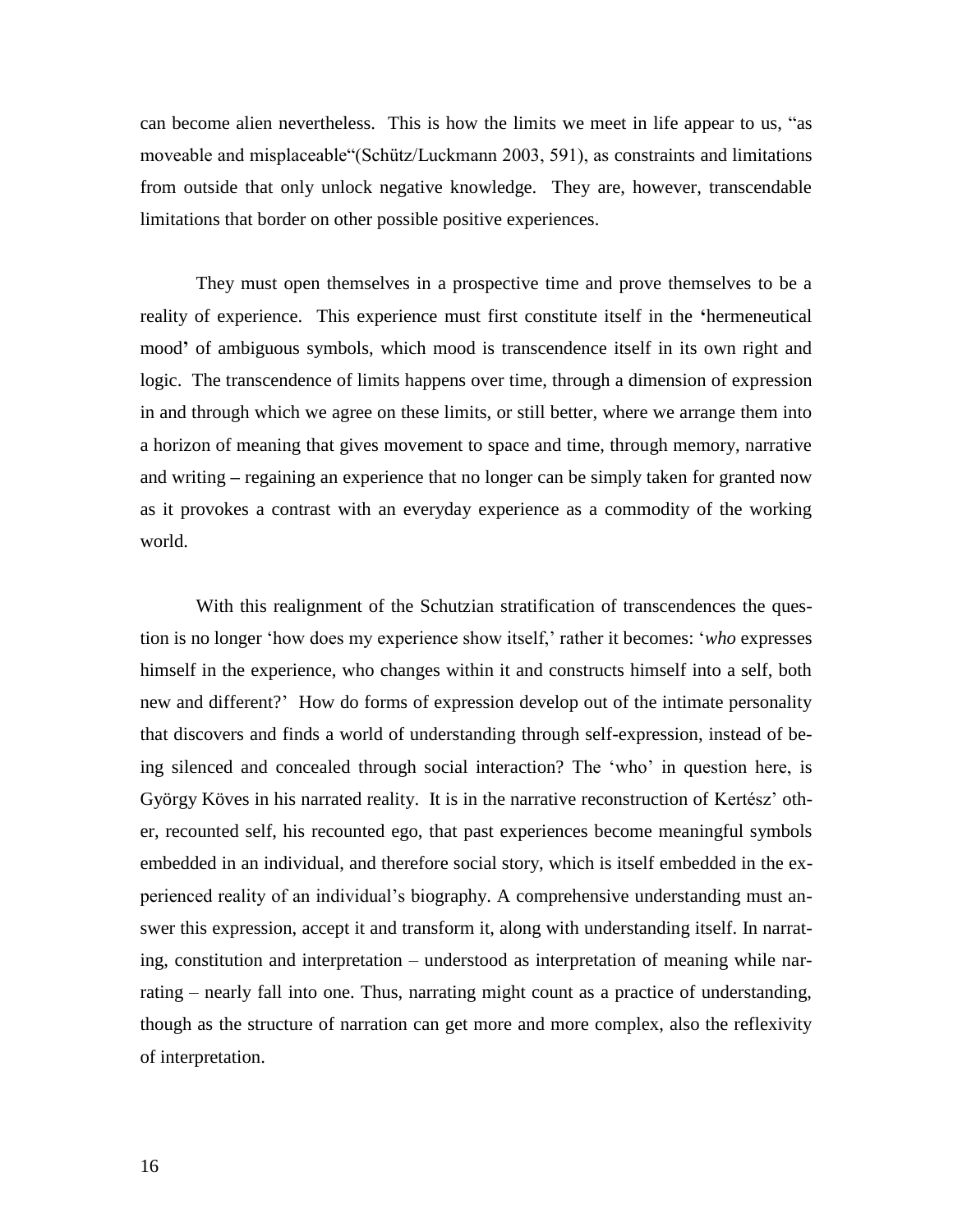can become alien nevertheless. This is how the limits we meet in life appear to us, "as moveable and misplaceable"(Schütz/Luckmann 2003, 591), as constraints and limitations from outside that only unlock negative knowledge. They are, however, transcendable limitations that border on other possible positive experiences.

They must open themselves in a prospective time and prove themselves to be a reality of experience. This experience must first constitute itself in the **'**hermeneutical mood**'** of ambiguous symbols, which mood is transcendence itself in its own right and logic. The transcendence of limits happens over time, through a dimension of expression in and through which we agree on these limits, or still better, where we arrange them into a horizon of meaning that gives movement to space and time, through memory, narrative and writing **–** regaining an experience that no longer can be simply taken for granted now as it provokes a contrast with an everyday experience as a commodity of the working world.

With this realignment of the Schutzian stratification of transcendences the question is no longer 'how does my experience show itself,' rather it becomes: '*who* expresses himself in the experience, who changes within it and constructs himself into a self, both new and different?' How do forms of expression develop out of the intimate personality that discovers and finds a world of understanding through self-expression, instead of being silenced and concealed through social interaction? The 'who' in question here, is György Köves in his narrated reality. It is in the narrative reconstruction of Kertész' other, recounted self, his recounted ego, that past experiences become meaningful symbols embedded in an individual, and therefore social story, which is itself embedded in the experienced reality of an individual's biography. A comprehensive understanding must answer this expression, accept it and transform it, along with understanding itself. In narrating, constitution and interpretation – understood as interpretation of meaning while narrating – nearly fall into one. Thus, narrating might count as a practice of understanding, though as the structure of narration can get more and more complex, also the reflexivity of interpretation.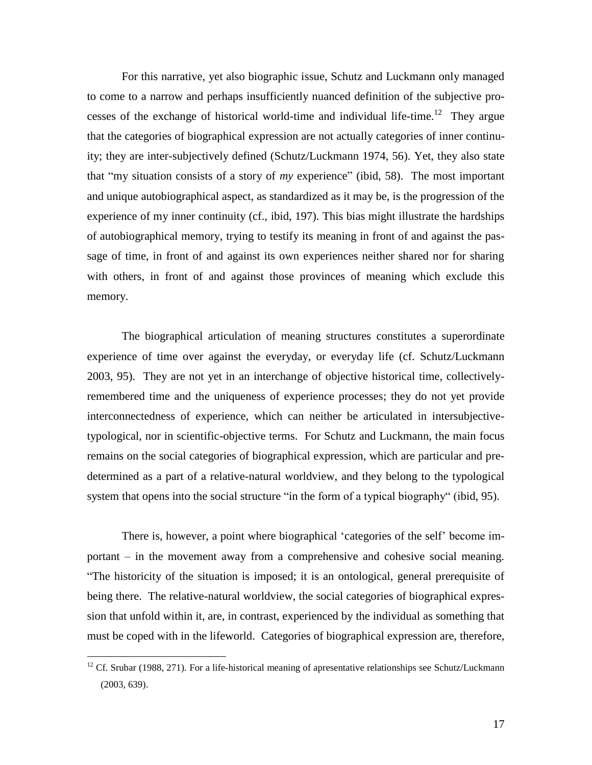For this narrative, yet also biographic issue, Schutz and Luckmann only managed to come to a narrow and perhaps insufficiently nuanced definition of the subjective processes of the exchange of historical world-time and individual life-time.[12] They argue that the categories of biographical expression are not actually categories of inner continuity; they are inter-subjectively defined (Schutz/Luckmann 1974, 56). Yet, they also state that "my situation consists of a story of *my* experience" (ibid, 58). The most important and unique autobiographical aspect, as standardized as it may be, is the progression of the experience of my inner continuity (cf., ibid, 197). This bias might illustrate the hardships of autobiographical memory, trying to testify its meaning in front of and against the passage of time, in front of and against its own experiences neither shared nor for sharing with others, in front of and against those provinces of meaning which exclude this memory.

The biographical articulation of meaning structures constitutes a superordinate experience of time over against the everyday, or everyday life (cf. Schutz/Luckmann 2003, 95). They are not yet in an interchange of objective historical time, collectively-remembered time and the uniqueness of experience processes; they do not yet provide interconnectedness of experience, which can neither be articulated in intersubjective-typological, nor in scientific-objective terms. For Schutz and Luckmann, the main focus remains on the social categories of biographical expression, which are particular and predetermined as a part of a relative-natural worldview, and they belong to the typological system that opens into the social structure "in the form of a typical biography" (ibid, 95).

There is, however, a point where biographical 'categories of the self' become important – in the movement away from a comprehensive and cohesive social meaning. "The historicity of the situation is imposed; it is an ontological, general prerequisite of being there. The relative-natural worldview, the social categories of biographical expression that unfold within it, are, in contrast, experienced by the individual as something that must be coped with in the lifeworld. Categories of biographical expression are, therefore,

[12] Cf. Srubar (1988, 271). For a life-historical meaning of apresentative relationships see Schutz/Luckmann (2003, 639).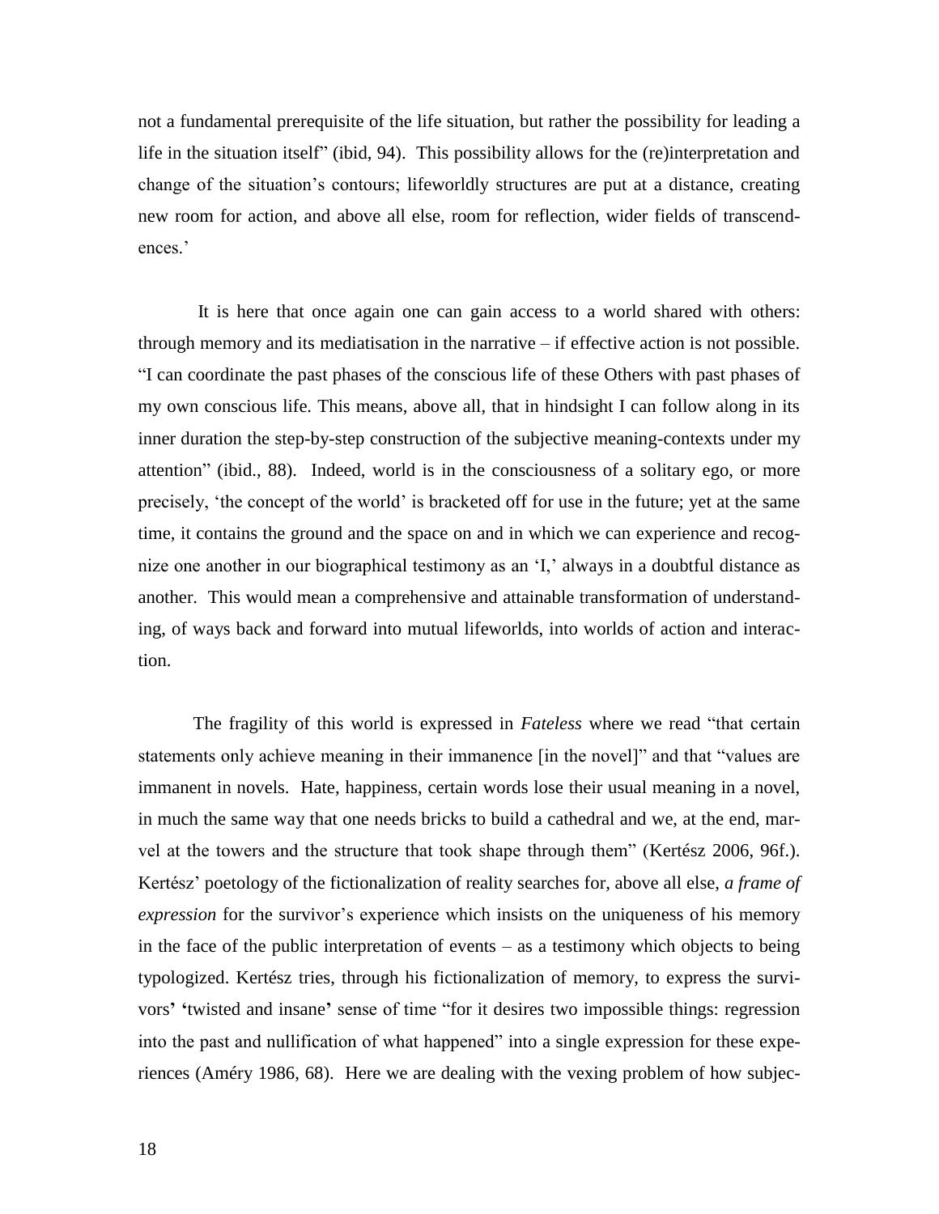not a fundamental prerequisite of the life situation, but rather the possibility for leading a life in the situation itself" (ibid, 94). This possibility allows for the (re)interpretation and change of the situation's contours; lifeworldly structures are put at a distance, creating new room for action, and above all else, room for reflection, wider fields of transcendences.'

It is here that once again one can gain access to a world shared with others: through memory and its mediatisation in the narrative – if effective action is not possible. "I can coordinate the past phases of the conscious life of these Others with past phases of my own conscious life. This means, above all, that in hindsight I can follow along in its inner duration the step-by-step construction of the subjective meaning-contexts under my attention" (ibid., 88). Indeed, world is in the consciousness of a solitary ego, or more precisely, 'the concept of the world' is bracketed off for use in the future; yet at the same time, it contains the ground and the space on and in which we can experience and recognize one another in our biographical testimony as an 'I,' always in a doubtful distance as another. This would mean a comprehensive and attainable transformation of understanding, of ways back and forward into mutual lifeworlds, into worlds of action and interaction.

The fragility of this world is expressed in *Fateless* where we read "that certain statements only achieve meaning in their immanence [in the novel]" and that "values are immanent in novels. Hate, happiness, certain words lose their usual meaning in a novel, in much the same way that one needs bricks to build a cathedral and we, at the end, marvel at the towers and the structure that took shape through them" (Kertész 2006, 96f.). Kertész' poetology of the fictionalization of reality searches for, above all else, *a frame of expression* for the survivor's experience which insists on the uniqueness of his memory in the face of the public interpretation of events – as a testimony which objects to being typologized. Kertész tries, through his fictionalization of memory, to express the survivors' 'twisted and insane' sense of time "for it desires two impossible things: regression into the past and nullification of what happened" into a single expression for these experiences (Améry 1986, 68). Here we are dealing with the vexing problem of how subjec-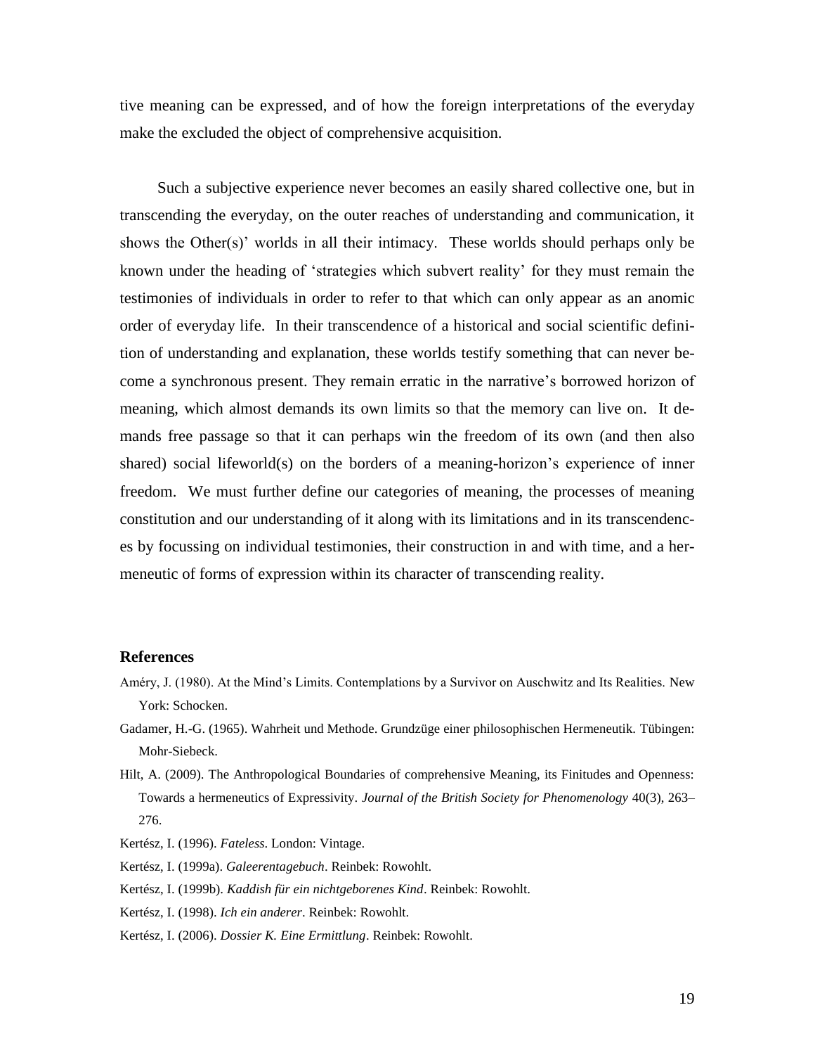tive meaning can be expressed, and of how the foreign interpretations of the everyday make the excluded the object of comprehensive acquisition.

Such a subjective experience never becomes an easily shared collective one, but in transcending the everyday, on the outer reaches of understanding and communication, it shows the Other(s)' worlds in all their intimacy. These worlds should perhaps only be known under the heading of 'strategies which subvert reality' for they must remain the testimonies of individuals in order to refer to that which can only appear as an anomic order of everyday life. In their transcendence of a historical and social scientific definition of understanding and explanation, these worlds testify something that can never become a synchronous present. They remain erratic in the narrative's borrowed horizon of meaning, which almost demands its own limits so that the memory can live on. It demands free passage so that it can perhaps win the freedom of its own (and then also shared) social lifeworld(s) on the borders of a meaning-horizon's experience of inner freedom. We must further define our categories of meaning, the processes of meaning constitution and our understanding of it along with its limitations and in its transcendences by focussing on individual testimonies, their construction in and with time, and a hermeneutic of forms of expression within its character of transcending reality.

## References

Améry, J. (1980). At the Mind's Limits. Contemplations by a Survivor on Auschwitz and Its Realities. New York: Schocken.

Gadamer, H.-G. (1965). Wahrheit und Methode. Grundzüge einer philosophischen Hermeneutik. Tübingen: Mohr-Siebeck.

Hilt, A. (2009). The Anthropological Boundaries of comprehensive Meaning, its Finitudes and Openness: Towards a hermeneutics of Expressivity. *Journal of the British Society for Phenomenology* 40(3), 263–276.

Kertész, I. (1996). *Fateless*. London: Vintage.

Kertész, I. (1999a). *Galeerentagebuch*. Reinbek: Rowohlt.

Kertész, I. (1999b). *Kaddish für ein nichtgeborenes Kind*. Reinbek: Rowohlt.

Kertész, I. (1998). *Ich ein anderer*. Reinbek: Rowohlt.

Kertész, I. (2006). *Dossier K. Eine Ermittlung*. Reinbek: Rowohlt.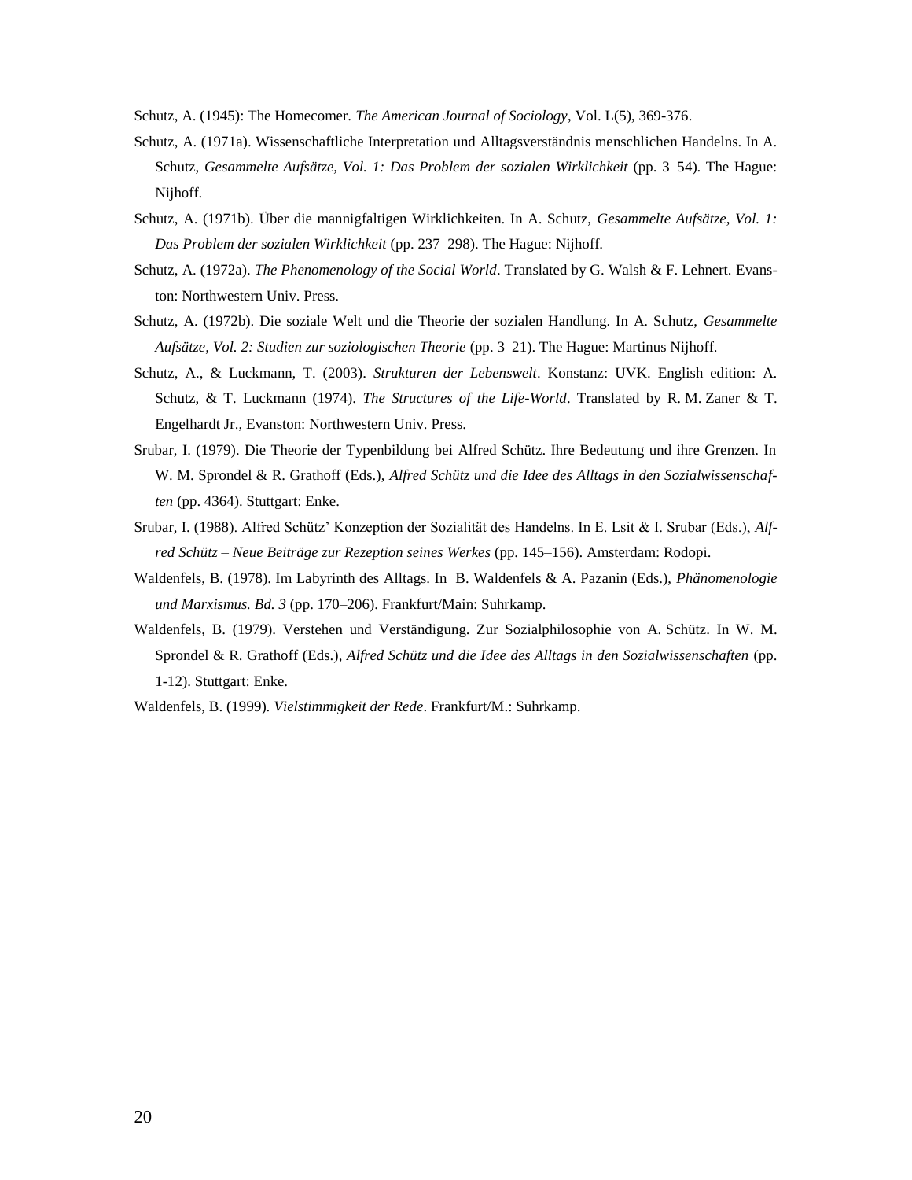Schutz, A. (1945): The Homecomer. *The American Journal of Sociology*, Vol. L(5), 369-376.

Schutz, A. (1971a). Wissenschaftliche Interpretation und Alltagsverständnis menschlichen Handelns. In A. Schutz, *Gesammelte Aufsätze, Vol. 1: Das Problem der sozialen Wirklichkeit* (pp. 3–54). The Hague: Nijhoff.

Schutz, A. (1971b). Über die mannigfaltigen Wirklichkeiten. In A. Schutz, *Gesammelte Aufsätze, Vol. 1: Das Problem der sozialen Wirklichkeit* (pp. 237–298). The Hague: Nijhoff.

Schutz, A. (1972a). *The Phenomenology of the Social World*. Translated by G. Walsh & F. Lehnert. Evanston: Northwestern Univ. Press.

Schutz, A. (1972b). Die soziale Welt und die Theorie der sozialen Handlung. In A. Schutz, *Gesammelte Aufsätze, Vol. 2: Studien zur soziologischen Theorie* (pp. 3–21). The Hague: Martinus Nijhoff.

Schutz, A., & Luckmann, T. (2003). *Strukturen der Lebenswelt*. Konstanz: UVK. English edition: A. Schutz, & T. Luckmann (1974). *The Structures of the Life-World*. Translated by R. M. Zaner & T. Engelhardt Jr., Evanston: Northwestern Univ. Press.

Srubar, I. (1979). Die Theorie der Typenbildung bei Alfred Schütz. Ihre Bedeutung und ihre Grenzen. In W. M. Sprondel & R. Grathoff (Eds.), *Alfred Schütz und die Idee des Alltags in den Sozialwissenschaften* (pp. 4364). Stuttgart: Enke.

Srubar, I. (1988). Alfred Schütz' Konzeption der Sozialität des Handelns. In E. Lsit & I. Srubar (Eds.), *Alfred Schütz – Neue Beiträge zur Rezeption seines Werkes* (pp. 145–156). Amsterdam: Rodopi.

Waldenfels, B. (1978). Im Labyrinth des Alltags. In B. Waldenfels & A. Pazanin (Eds.), *Phänomenologie und Marxismus. Bd. 3* (pp. 170–206). Frankfurt/Main: Suhrkamp.

Waldenfels, B. (1979). Verstehen und Verständigung. Zur Sozialphilosophie von A. Schütz. In W. M. Sprondel & R. Grathoff (Eds.), *Alfred Schütz und die Idee des Alltags in den Sozialwissenschaften* (pp. 1-12). Stuttgart: Enke.

Waldenfels, B. (1999). *Vielstimmigkeit der Rede*. Frankfurt/M.: Suhrkamp.